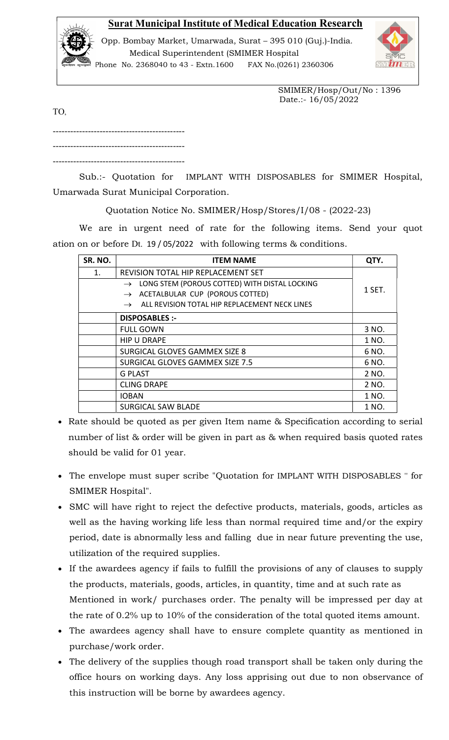## Surat Municipal Institute of Medical Education Research

Opp. Bombay Market, Umarwada, Surat – 395 010 (Guj.)-India.
Medical Superintendent (SMIMER Hospital
Phone No. 2368040 to 43 - Extn.1600 FAX No.(0261) 2360306

SMIMER/Hosp/Out/No : 1396
Date.:- 16/05/2022

TO,

---------------------------------------------

---------------------------------------------

---------------------------------------------

Sub.:- Quotation for IMPLANT WITH DISPOSABLES for SMIMER Hospital, Umarwada Surat Municipal Corporation.

Quotation Notice No. SMIMER/Hosp/Stores/I/08 - (2022-23)

We are in urgent need of rate for the following items. Send your quot ation on or before Dt. 19 / 05/2022 with following terms & conditions.

| SR. NO. | ITEM NAME | QTY. |
|---|---|---|
| 1. | REVISION TOTAL HIP REPLACEMENT SET | |
| | → LONG STEM (POROUS COTTED) WITH DISTAL LOCKING<br>→ ACETALBULAR CUP (POROUS COTTED)<br>→ ALL REVISION TOTAL HIP REPLACEMENT NECK LINES | 1 SET. |
| | **DISPOSABLES :-** | |
| | FULL GOWN | 3 NO. |
| | HIP U DRAPE | 1 NO. |
| | SURGICAL GLOVES GAMMEX SIZE 8 | 6 NO. |
| | SURGICAL GLOVES GAMMEX SIZE 7.5 | 6 NO. |
| | G PLAST | 2 NO. |
| | CLING DRAPE | 2 NO. |
| | IOBAN | 1 NO. |
| | SURGICAL SAW BLADE | 1 NO. |

- Rate should be quoted as per given Item name & Specification according to serial number of list & order will be given in part as & when required basis quoted rates should be valid for 01 year.
- The envelope must super scribe "Quotation for IMPLANT WITH DISPOSABLES " for SMIMER Hospital".
- SMC will have right to reject the defective products, materials, goods, articles as well as the having working life less than normal required time and/or the expiry period, date is abnormally less and falling due in near future preventing the use, utilization of the required supplies.
- If the awardees agency if fails to fulfill the provisions of any of clauses to supply the products, materials, goods, articles, in quantity, time and at such rate as Mentioned in work/ purchases order. The penalty will be impressed per day at the rate of 0.2% up to 10% of the consideration of the total quoted items amount.
- The awardees agency shall have to ensure complete quantity as mentioned in purchase/work order.
- The delivery of the supplies though road transport shall be taken only during the office hours on working days. Any loss apprising out due to non observance of this instruction will be borne by awardees agency.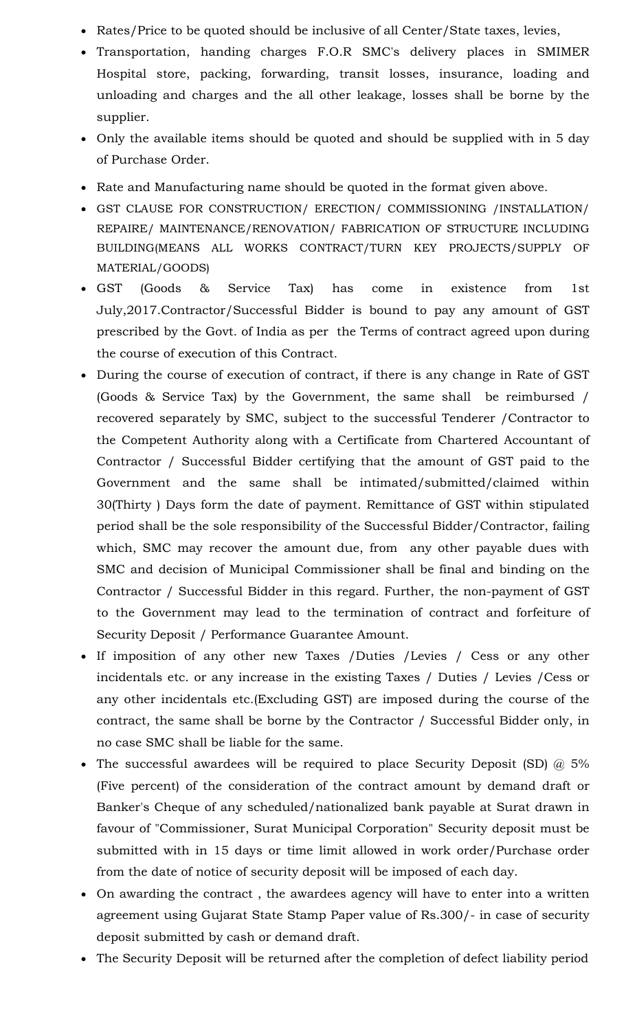- Rates/Price to be quoted should be inclusive of all Center/State taxes, levies,
- Transportation, handing charges F.O.R SMC's delivery places in SMIMER Hospital store, packing, forwarding, transit losses, insurance, loading and unloading and charges and the all other leakage, losses shall be borne by the supplier.
- Only the available items should be quoted and should be supplied with in 5 day of Purchase Order.
- Rate and Manufacturing name should be quoted in the format given above.
- GST CLAUSE FOR CONSTRUCTION/ ERECTION/ COMMISSIONING /INSTALLATION/ REPAIRE/ MAINTENANCE/RENOVATION/ FABRICATION OF STRUCTURE INCLUDING BUILDING(MEANS ALL WORKS CONTRACT/TURN KEY PROJECTS/SUPPLY OF MATERIAL/GOODS)
- GST (Goods & Service Tax) has come in existence from 1st July,2017.Contractor/Successful Bidder is bound to pay any amount of GST prescribed by the Govt. of India as per the Terms of contract agreed upon during the course of execution of this Contract.
- During the course of execution of contract, if there is any change in Rate of GST (Goods & Service Tax) by the Government, the same shall be reimbursed / recovered separately by SMC, subject to the successful Tenderer /Contractor to the Competent Authority along with a Certificate from Chartered Accountant of Contractor / Successful Bidder certifying that the amount of GST paid to the Government and the same shall be intimated/submitted/claimed within 30(Thirty ) Days form the date of payment. Remittance of GST within stipulated period shall be the sole responsibility of the Successful Bidder/Contractor, failing which, SMC may recover the amount due, from any other payable dues with SMC and decision of Municipal Commissioner shall be final and binding on the Contractor / Successful Bidder in this regard. Further, the non-payment of GST to the Government may lead to the termination of contract and forfeiture of Security Deposit / Performance Guarantee Amount.
- If imposition of any other new Taxes /Duties /Levies / Cess or any other incidentals etc. or any increase in the existing Taxes / Duties / Levies /Cess or any other incidentals etc.(Excluding GST) are imposed during the course of the contract, the same shall be borne by the Contractor / Successful Bidder only, in no case SMC shall be liable for the same.
- The successful awardees will be required to place Security Deposit (SD) @ 5% (Five percent) of the consideration of the contract amount by demand draft or Banker's Cheque of any scheduled/nationalized bank payable at Surat drawn in favour of "Commissioner, Surat Municipal Corporation" Security deposit must be submitted with in 15 days or time limit allowed in work order/Purchase order from the date of notice of security deposit will be imposed of each day.
- On awarding the contract , the awardees agency will have to enter into a written agreement using Gujarat State Stamp Paper value of Rs.300/- in case of security deposit submitted by cash or demand draft.
- The Security Deposit will be returned after the completion of defect liability period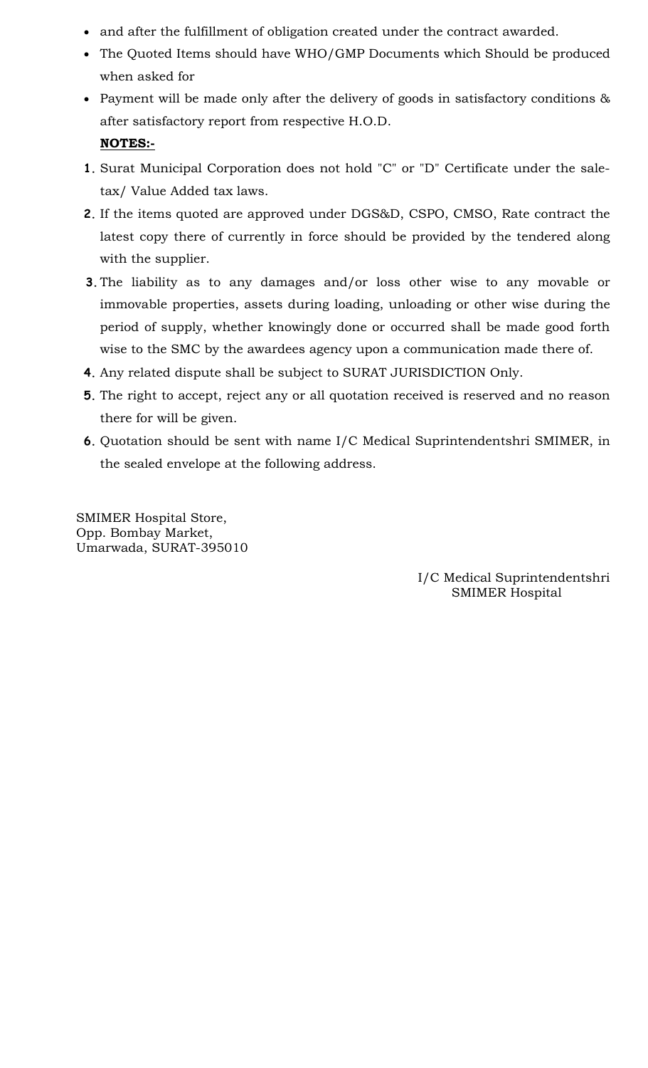- and after the fulfillment of obligation created under the contract awarded.
- The Quoted Items should have WHO/GMP Documents which Should be produced when asked for
- Payment will be made only after the delivery of goods in satisfactory conditions & after satisfactory report from respective H.O.D.

**NOTES:-**

1. Surat Municipal Corporation does not hold "C" or "D" Certificate under the sale-tax/ Value Added tax laws.
2. If the items quoted are approved under DGS&D, CSPO, CMSO, Rate contract the latest copy there of currently in force should be provided by the tendered along with the supplier.
3. The liability as to any damages and/or loss other wise to any movable or immovable properties, assets during loading, unloading or other wise during the period of supply, whether knowingly done or occurred shall be made good forth wise to the SMC by the awardees agency upon a communication made there of.
4. Any related dispute shall be subject to SURAT JURISDICTION Only.
5. The right to accept, reject any or all quotation received is reserved and no reason there for will be given.
6. Quotation should be sent with name I/C Medical Suprintendentshri SMIMER, in the sealed envelope at the following address.

SMIMER Hospital Store,
Opp. Bombay Market,
Umarwada, SURAT-395010

I/C Medical Suprintendentshri
SMIMER Hospital